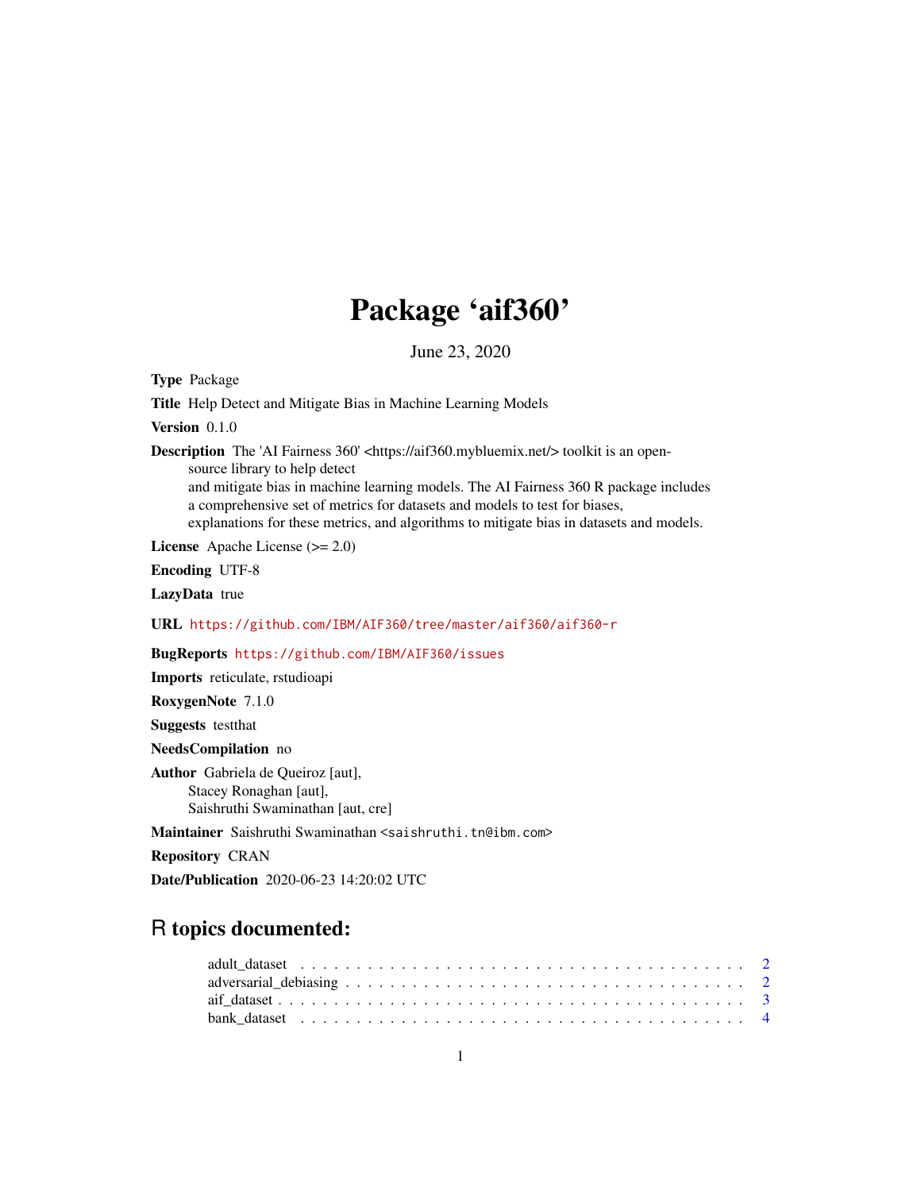# Package 'aif360'

June 23, 2020

**Type** Package

**Title** Help Detect and Mitigate Bias in Machine Learning Models

**Version** 0.1.0

**Description** The 'AI Fairness 360' <https://aif360.mybluemix.net/> toolkit is an open-source library to help detect and mitigate bias in machine learning models. The AI Fairness 360 R package includes a comprehensive set of metrics for datasets and models to test for biases, explanations for these metrics, and algorithms to mitigate bias in datasets and models.

**License** Apache License (>= 2.0)

**Encoding** UTF-8

**LazyData** true

**URL** https://github.com/IBM/AIF360/tree/master/aif360/aif360-r

**BugReports** https://github.com/IBM/AIF360/issues

**Imports** reticulate, rstudioapi

**RoxygenNote** 7.1.0

**Suggests** testthat

**NeedsCompilation** no

**Author** Gabriela de Queiroz [aut],
Stacey Ronaghan [aut],
Saishruthi Swaminathan [aut, cre]

**Maintainer** Saishruthi Swaminathan <saishruthi.tn@ibm.com>

**Repository** CRAN

**Date/Publication** 2020-06-23 14:20:02 UTC

## R topics documented:

- adult_dataset . . . . . . . . . . . . . . . . . . . . . . . . . . . . . . . . . . . . . . 2
- adversarial_debiasing . . . . . . . . . . . . . . . . . . . . . . . . . . . . . . . . . . 2
- aif_dataset . . . . . . . . . . . . . . . . . . . . . . . . . . . . . . . . . . . . . . . 3
- bank_dataset . . . . . . . . . . . . . . . . . . . . . . . . . . . . . . . . . . . . . . 4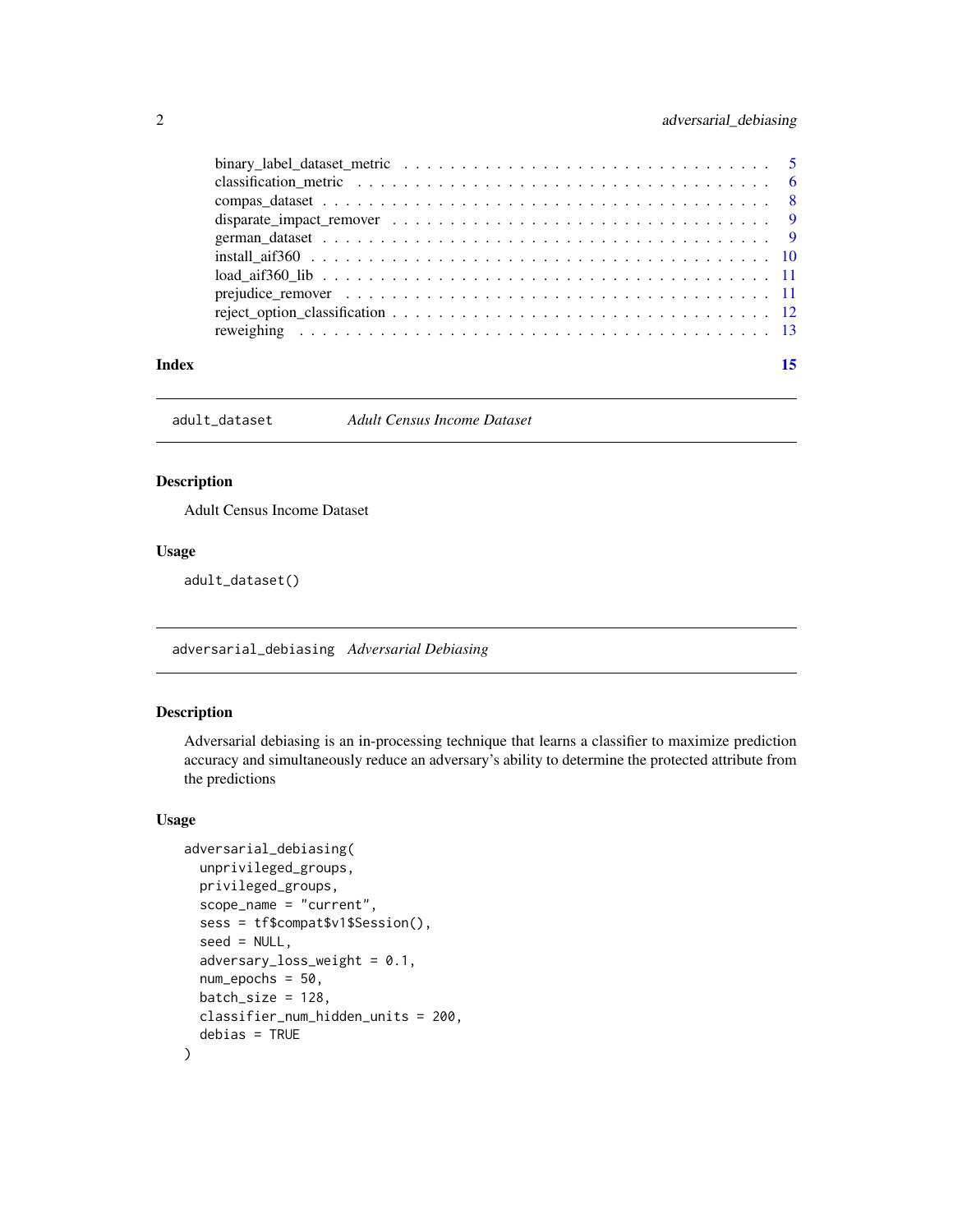binary_label_dataset_metric . . . . . . . . . . . . . . . . . . . . . . . . . . . . . . 5
classification_metric . . . . . . . . . . . . . . . . . . . . . . . . . . . . . . . . . 6
compas_dataset . . . . . . . . . . . . . . . . . . . . . . . . . . . . . . . . . . . . 8
disparate_impact_remover . . . . . . . . . . . . . . . . . . . . . . . . . . . . . . . 9
german_dataset . . . . . . . . . . . . . . . . . . . . . . . . . . . . . . . . . . . . 9
install_aif360 . . . . . . . . . . . . . . . . . . . . . . . . . . . . . . . . . . . . 10
load_aif360_lib . . . . . . . . . . . . . . . . . . . . . . . . . . . . . . . . . . . . 11
prejudice_remover . . . . . . . . . . . . . . . . . . . . . . . . . . . . . . . . . . . 11
reject_option_classification . . . . . . . . . . . . . . . . . . . . . . . . . . . . . 12
reweighing . . . . . . . . . . . . . . . . . . . . . . . . . . . . . . . . . . . . . . 13

**Index** 15

---

## adult_dataset *Adult Census Income Dataset*

### Description

Adult Census Income Dataset

### Usage

```
adult_dataset()
```

---

## adversarial_debiasing *Adversarial Debiasing*

### Description

Adversarial debiasing is an in-processing technique that learns a classifier to maximize prediction accuracy and simultaneously reduce an adversary's ability to determine the protected attribute from the predictions

### Usage

```
adversarial_debiasing(
  unprivileged_groups,
  privileged_groups,
  scope_name = "current",
  sess = tf$compat$v1$Session(),
  seed = NULL,
  adversary_loss_weight = 0.1,
  num_epochs = 50,
  batch_size = 128,
  classifier_num_hidden_units = 200,
  debias = TRUE
)
```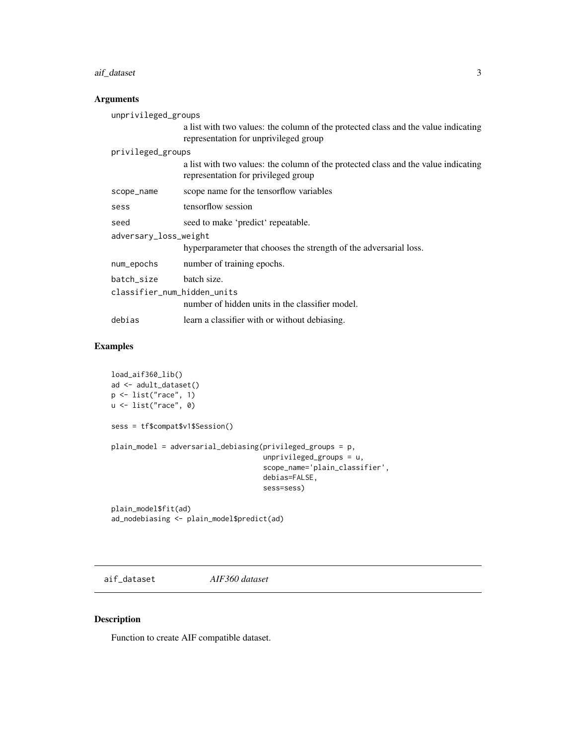## Arguments

| | |
|---|---|
| unprivileged_groups | a list with two values: the column of the protected class and the value indicating representation for unprivileged group |
| privileged_groups | a list with two values: the column of the protected class and the value indicating representation for privileged group |
| scope_name | scope name for the tensorflow variables |
| sess | tensorflow session |
| seed | seed to make 'predict' repeatable. |
| adversary_loss_weight | hyperparameter that chooses the strength of the adversarial loss. |
| num_epochs | number of training epochs. |
| batch_size | batch size. |
| classifier_num_hidden_units | number of hidden units in the classifier model. |
| debias | learn a classifier with or without debiasing. |

## Examples

```
load_aif360_lib()
ad <- adult_dataset()
p <- list("race", 1)
u <- list("race", 0)

sess = tf$compat$v1$Session()

plain_model = adversarial_debiasing(privileged_groups = p,
                                    unprivileged_groups = u,
                                    scope_name='plain_classifier',
                                    debias=FALSE,
                                    sess=sess)

plain_model$fit(ad)
ad_nodebiasing <- plain_model$predict(ad)
```

---

# aif_dataset *AIF360 dataset*

## Description

Function to create AIF compatible dataset.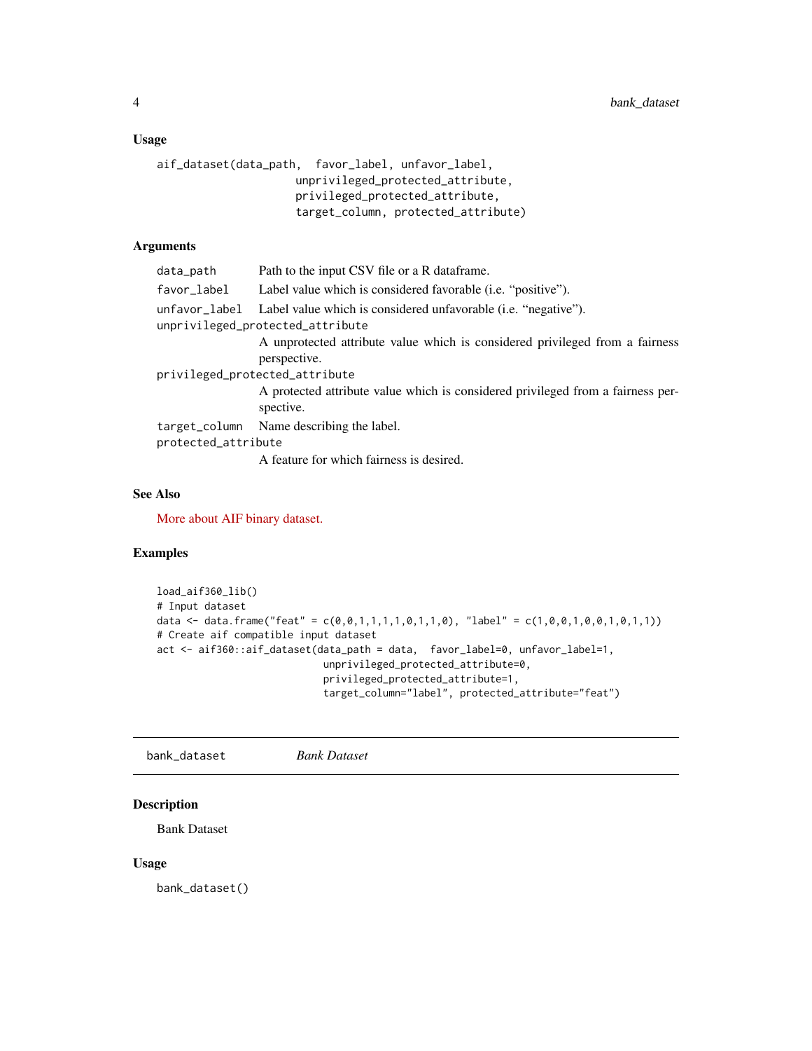### Usage

```
aif_dataset(data_path,  favor_label, unfavor_label,
                      unprivileged_protected_attribute,
                      privileged_protected_attribute,
                      target_column, protected_attribute)
```

### Arguments

`data_path` Path to the input CSV file or a R dataframe.

`favor_label` Label value which is considered favorable (i.e. "positive").

`unfavor_label` Label value which is considered unfavorable (i.e. "negative").

`unprivileged_protected_attribute`
A unprotected attribute value which is considered privileged from a fairness perspective.

`privileged_protected_attribute`
A protected attribute value which is considered privileged from a fairness perspective.

`target_column` Name describing the label.

`protected_attribute`
A feature for which fairness is desired.

### See Also

More about AIF binary dataset.

### Examples

```
load_aif360_lib()
# Input dataset
data <- data.frame("feat" = c(0,0,1,1,1,1,0,1,1,0), "label" = c(1,0,0,1,0,0,1,0,1,1))
# Create aif compatible input dataset
act <- aif360::aif_dataset(data_path = data,  favor_label=0, unfavor_label=1,
                          unprivileged_protected_attribute=0,
                          privileged_protected_attribute=1,
                          target_column="label", protected_attribute="feat")
```

---

## bank_dataset *Bank Dataset*

---

### Description

Bank Dataset

### Usage

```
bank_dataset()
```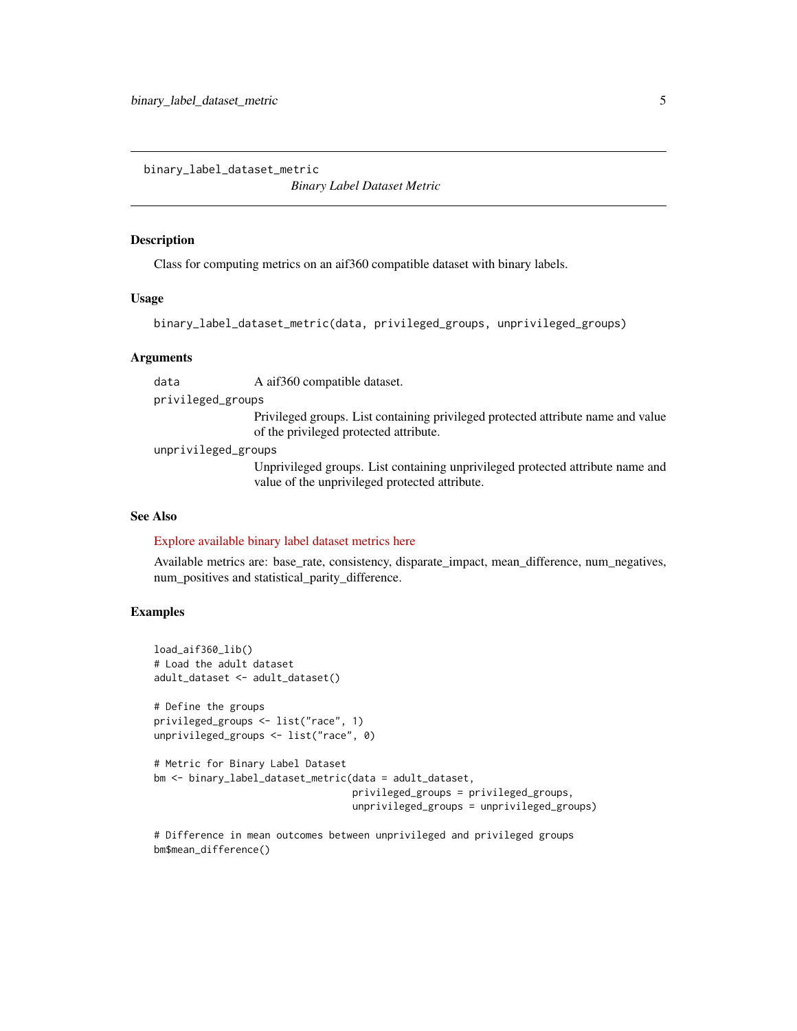# binary_label_dataset_metric

*Binary Label Dataset Metric*

## Description

Class for computing metrics on an aif360 compatible dataset with binary labels.

## Usage

```
binary_label_dataset_metric(data, privileged_groups, unprivileged_groups)
```

## Arguments

| | |
|---|---|
| `data` | A aif360 compatible dataset. |
| `privileged_groups` | Privileged groups. List containing privileged protected attribute name and value of the privileged protected attribute. |
| `unprivileged_groups` | Unprivileged groups. List containing unprivileged protected attribute name and value of the unprivileged protected attribute. |

## See Also

Explore available binary label dataset metrics here

Available metrics are: base_rate, consistency, disparate_impact, mean_difference, num_negatives, num_positives and statistical_parity_difference.

## Examples

```
load_aif360_lib()
# Load the adult dataset
adult_dataset <- adult_dataset()

# Define the groups
privileged_groups <- list("race", 1)
unprivileged_groups <- list("race", 0)

# Metric for Binary Label Dataset
bm <- binary_label_dataset_metric(data = adult_dataset,
                                  privileged_groups = privileged_groups,
                                  unprivileged_groups = unprivileged_groups)

# Difference in mean outcomes between unprivileged and privileged groups
bm$mean_difference()
```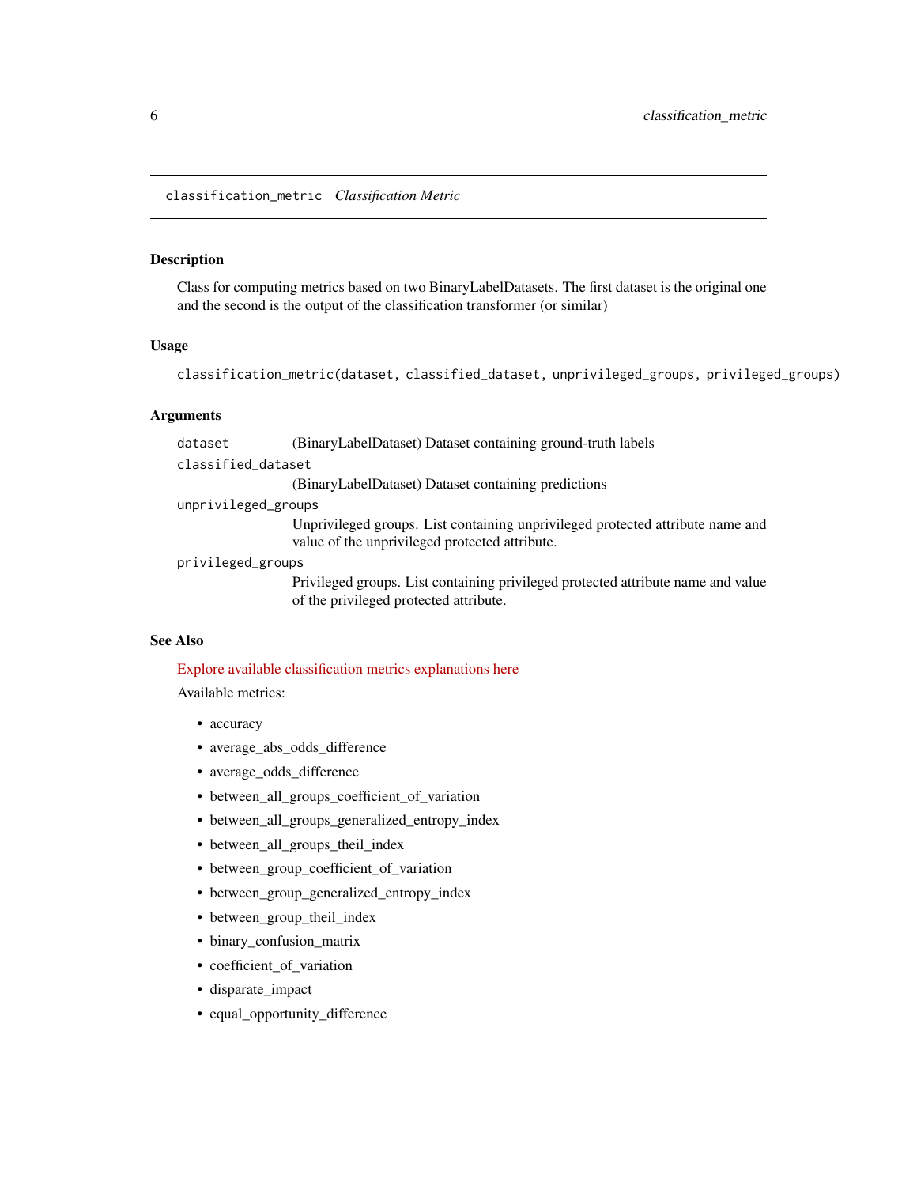## classification_metric *Classification Metric*

### Description

Class for computing metrics based on two BinaryLabelDatasets. The first dataset is the original one and the second is the output of the classification transformer (or similar)

### Usage

```
classification_metric(dataset, classified_dataset, unprivileged_groups, privileged_groups)
```

### Arguments

| | |
|---|---|
| `dataset` | (BinaryLabelDataset) Dataset containing ground-truth labels |
| `classified_dataset` | (BinaryLabelDataset) Dataset containing predictions |
| `unprivileged_groups` | Unprivileged groups. List containing unprivileged protected attribute name and value of the unprivileged protected attribute. |
| `privileged_groups` | Privileged groups. List containing privileged protected attribute name and value of the privileged protected attribute. |

### See Also

Explore available classification metrics explanations here

Available metrics:

- accuracy
- average_abs_odds_difference
- average_odds_difference
- between_all_groups_coefficient_of_variation
- between_all_groups_generalized_entropy_index
- between_all_groups_theil_index
- between_group_coefficient_of_variation
- between_group_generalized_entropy_index
- between_group_theil_index
- binary_confusion_matrix
- coefficient_of_variation
- disparate_impact
- equal_opportunity_difference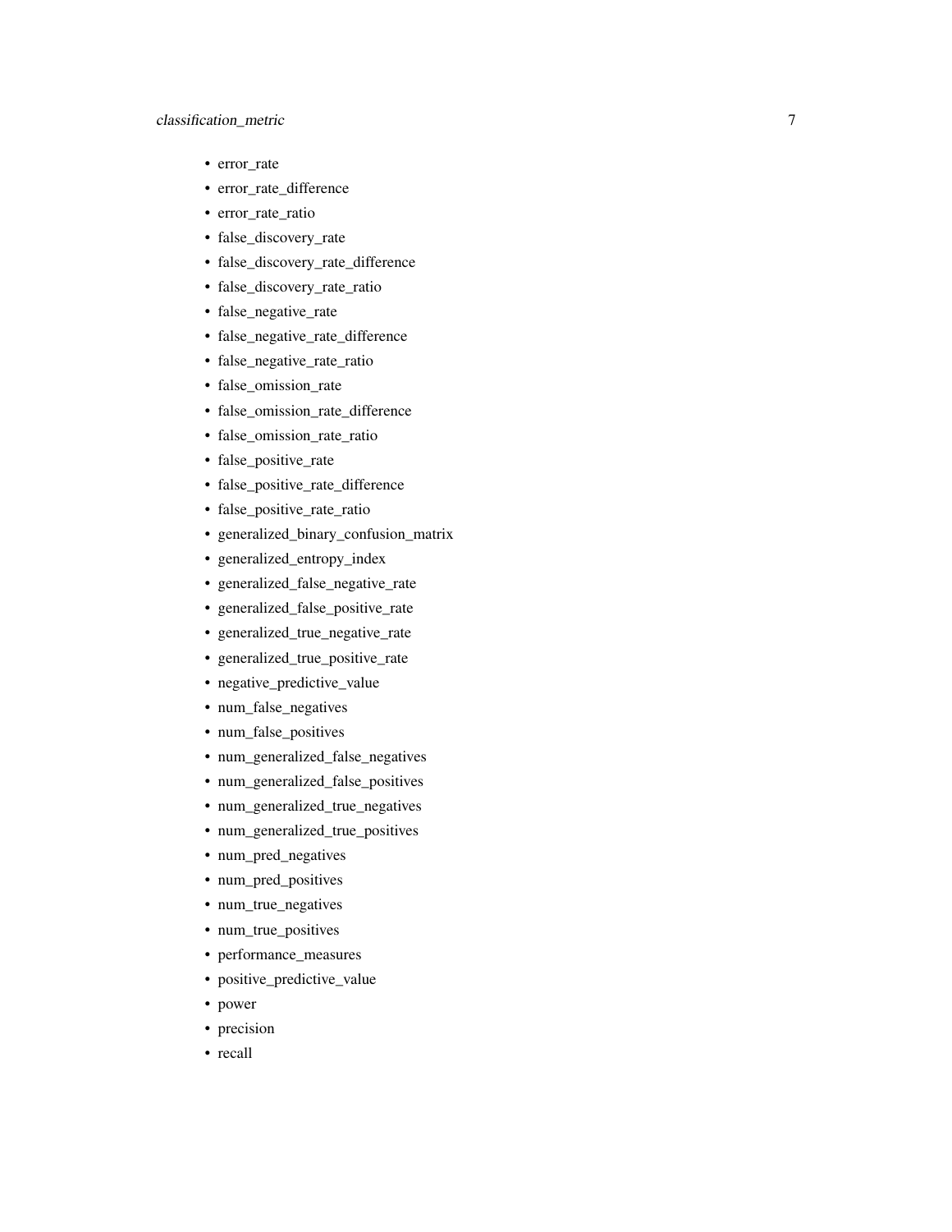- error_rate
- error_rate_difference
- error_rate_ratio
- false_discovery_rate
- false_discovery_rate_difference
- false_discovery_rate_ratio
- false_negative_rate
- false_negative_rate_difference
- false_negative_rate_ratio
- false_omission_rate
- false_omission_rate_difference
- false_omission_rate_ratio
- false_positive_rate
- false_positive_rate_difference
- false_positive_rate_ratio
- generalized_binary_confusion_matrix
- generalized_entropy_index
- generalized_false_negative_rate
- generalized_false_positive_rate
- generalized_true_negative_rate
- generalized_true_positive_rate
- negative_predictive_value
- num_false_negatives
- num_false_positives
- num_generalized_false_negatives
- num_generalized_false_positives
- num_generalized_true_negatives
- num_generalized_true_positives
- num_pred_negatives
- num_pred_positives
- num_true_negatives
- num_true_positives
- performance_measures
- positive_predictive_value
- power
- precision
- recall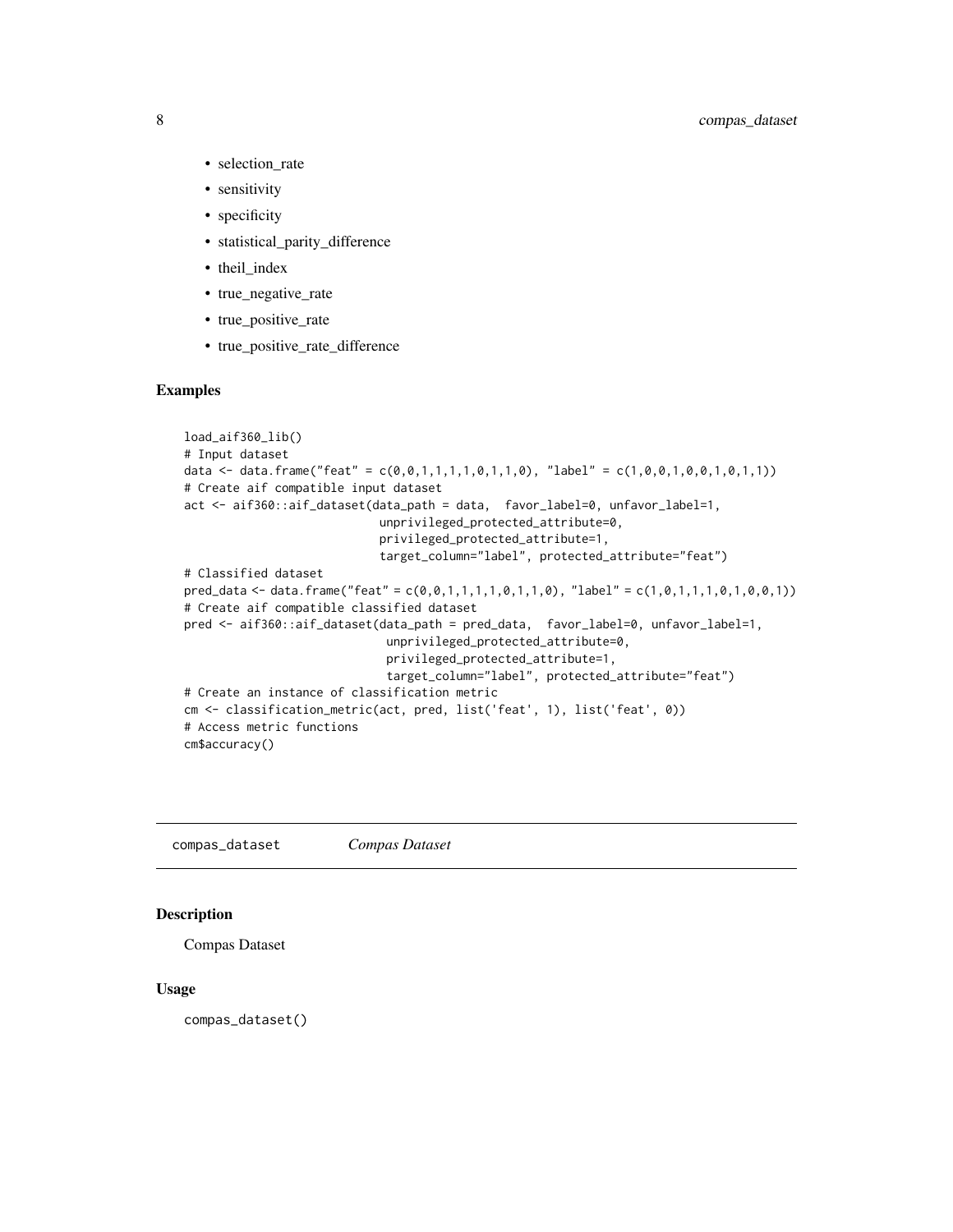- selection_rate
- sensitivity
- specificity
- statistical_parity_difference
- theil_index
- true_negative_rate
- true_positive_rate
- true_positive_rate_difference

### Examples

```
load_aif360_lib()
# Input dataset
data <- data.frame("feat" = c(0,0,1,1,1,1,0,1,1,0), "label" = c(1,0,0,1,0,0,1,0,1,1))
# Create aif compatible input dataset
act <- aif360::aif_dataset(data_path = data,  favor_label=0, unfavor_label=1,
                           unprivileged_protected_attribute=0,
                           privileged_protected_attribute=1,
                           target_column="label", protected_attribute="feat")
# Classified dataset
pred_data <- data.frame("feat" = c(0,0,1,1,1,1,0,1,1,0), "label" = c(1,0,1,1,1,0,1,0,0,1))
# Create aif compatible classified dataset
pred <- aif360::aif_dataset(data_path = pred_data,  favor_label=0, unfavor_label=1,
                            unprivileged_protected_attribute=0,
                            privileged_protected_attribute=1,
                            target_column="label", protected_attribute="feat")
# Create an instance of classification metric
cm <- classification_metric(act, pred, list('feat', 1), list('feat', 0))
# Access metric functions
cm$accuracy()
```

---

## compas_dataset *Compas Dataset*

### Description

Compas Dataset

### Usage

```
compas_dataset()
```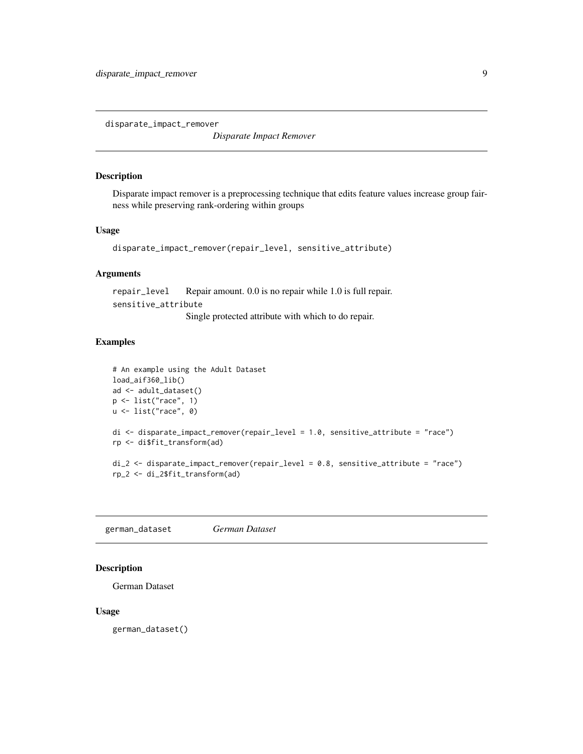## disparate_impact_remover

*Disparate Impact Remover*

### Description

Disparate impact remover is a preprocessing technique that edits feature values increase group fairness while preserving rank-ordering within groups

### Usage

```
disparate_impact_remover(repair_level, sensitive_attribute)
```

### Arguments

| | |
|---|---|
| repair_level | Repair amount. 0.0 is no repair while 1.0 is full repair. |
| sensitive_attribute | Single protected attribute with which to do repair. |

### Examples

```
# An example using the Adult Dataset
load_aif360_lib()
ad <- adult_dataset()
p <- list("race", 1)
u <- list("race", 0)

di <- disparate_impact_remover(repair_level = 1.0, sensitive_attribute = "race")
rp <- di$fit_transform(ad)

di_2 <- disparate_impact_remover(repair_level = 0.8, sensitive_attribute = "race")
rp_2 <- di_2$fit_transform(ad)
```

## german_dataset

*German Dataset*

### Description

German Dataset

### Usage

```
german_dataset()
```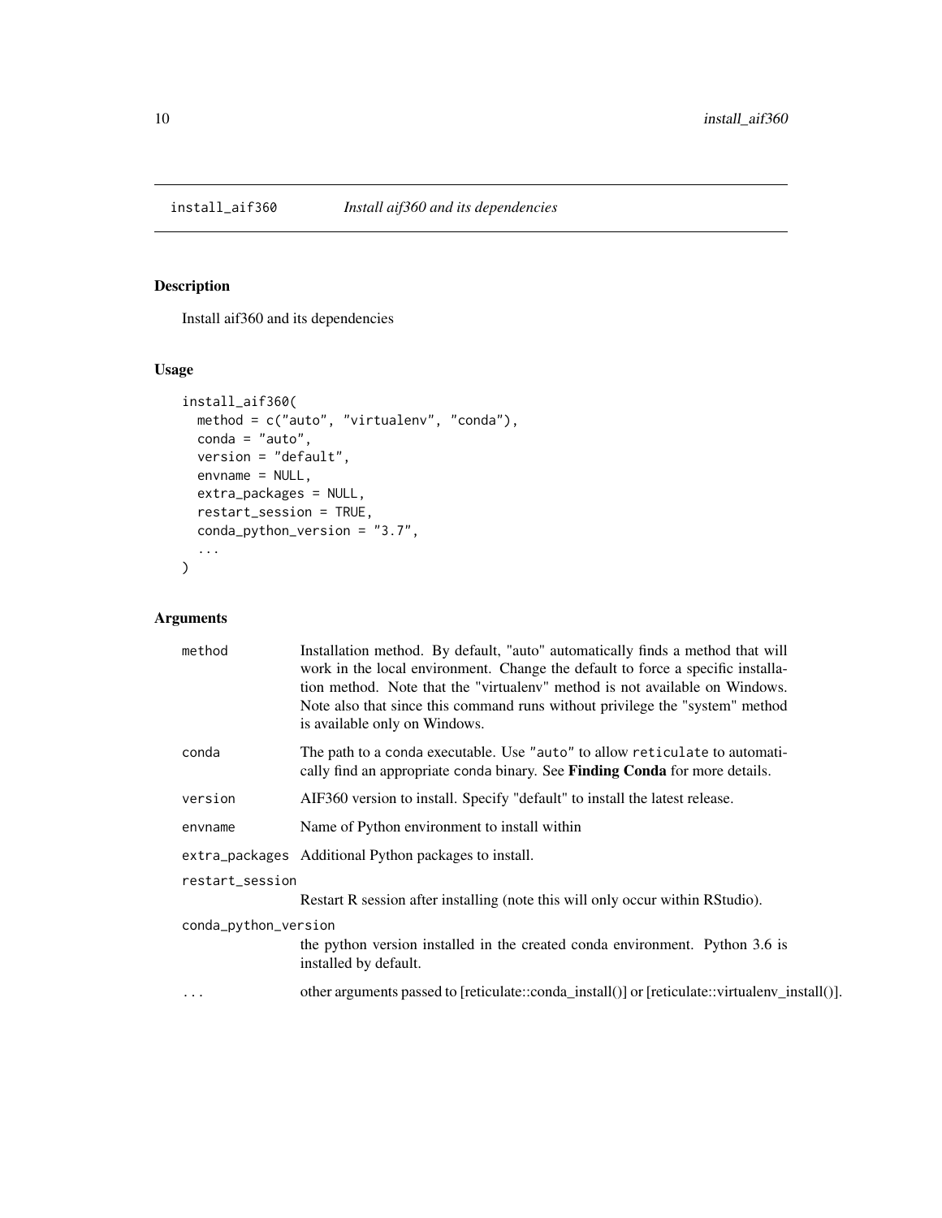## install_aif360 *Install aif360 and its dependencies*

### Description

Install aif360 and its dependencies

### Usage

```
install_aif360(
  method = c("auto", "virtualenv", "conda"),
  conda = "auto",
  version = "default",
  envname = NULL,
  extra_packages = NULL,
  restart_session = TRUE,
  conda_python_version = "3.7",
  ...
)
```

### Arguments

| Argument | Description |
|---|---|
| `method` | Installation method. By default, "auto" automatically finds a method that will work in the local environment. Change the default to force a specific installation method. Note that the "virtualenv" method is not available on Windows. Note also that since this command runs without privilege the "system" method is available only on Windows. |
| `conda` | The path to a `conda` executable. Use `"auto"` to allow `reticulate` to automatically find an appropriate `conda` binary. See **Finding Conda** for more details. |
| `version` | AIF360 version to install. Specify "default" to install the latest release. |
| `envname` | Name of Python environment to install within |
| `extra_packages` | Additional Python packages to install. |
| `restart_session` | Restart R session after installing (note this will only occur within RStudio). |
| `conda_python_version` | the python version installed in the created conda environment. Python 3.6 is installed by default. |
| `...` | other arguments passed to [reticulate::conda_install()] or [reticulate::virtualenv_install()]. |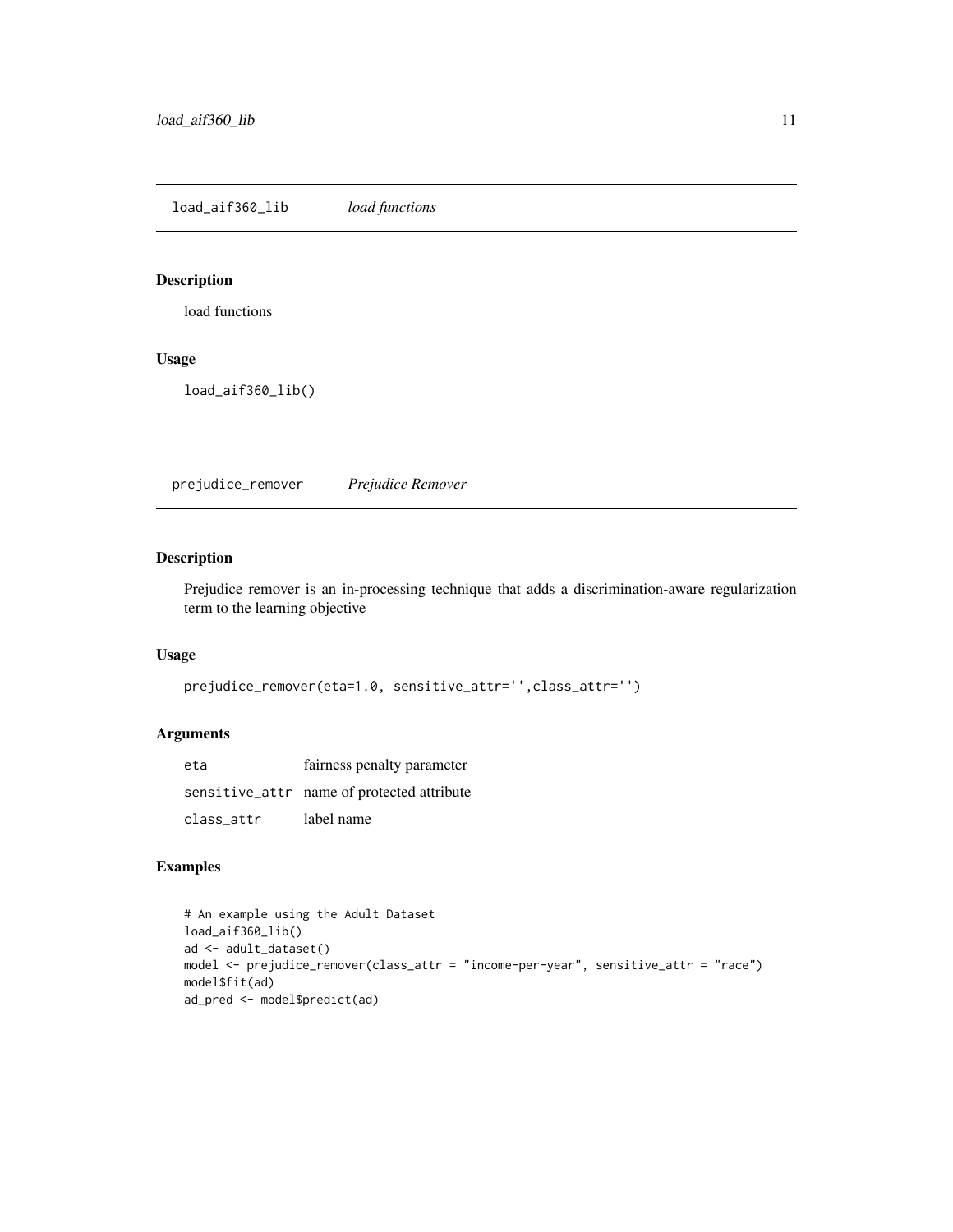## load_aif360_lib *load functions*

### Description

load functions

### Usage

```
load_aif360_lib()
```

## prejudice_remover *Prejudice Remover*

### Description

Prejudice remover is an in-processing technique that adds a discrimination-aware regularization term to the learning objective

### Usage

```
prejudice_remover(eta=1.0, sensitive_attr='',class_attr='')
```

### Arguments

| | |
|---|---|
| eta | fairness penalty parameter |
| sensitive_attr | name of protected attribute |
| class_attr | label name |

### Examples

```
# An example using the Adult Dataset
load_aif360_lib()
ad <- adult_dataset()
model <- prejudice_remover(class_attr = "income-per-year", sensitive_attr = "race")
model$fit(ad)
ad_pred <- model$predict(ad)
```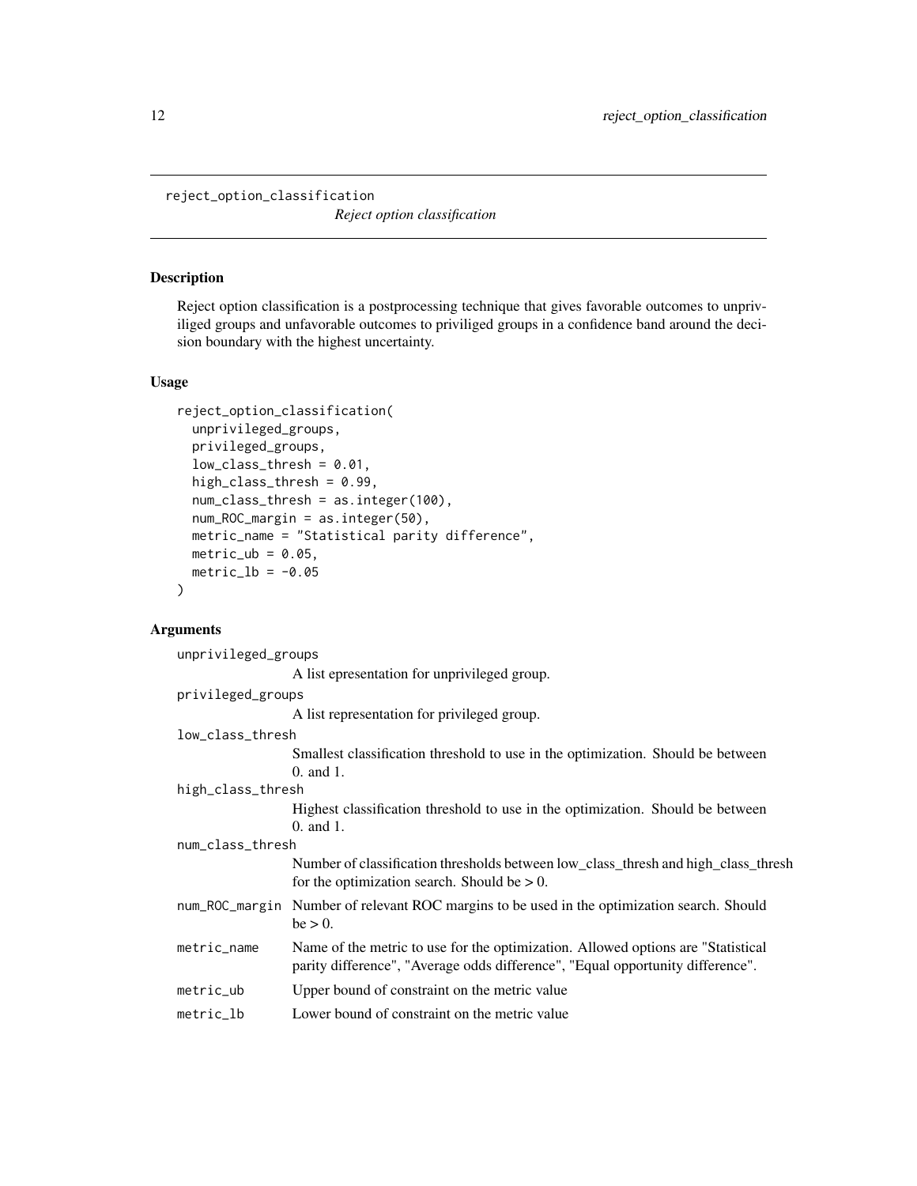reject_option_classification    *Reject option classification*

## Description

Reject option classification is a postprocessing technique that gives favorable outcomes to unpriviliged groups and unfavorable outcomes to priviliged groups in a confidence band around the decision boundary with the highest uncertainty.

## Usage

```
reject_option_classification(
  unprivileged_groups,
  privileged_groups,
  low_class_thresh = 0.01,
  high_class_thresh = 0.99,
  num_class_thresh = as.integer(100),
  num_ROC_margin = as.integer(50),
  metric_name = "Statistical parity difference",
  metric_ub = 0.05,
  metric_lb = -0.05
)
```

## Arguments

| | |
|---|---|
| unprivileged_groups | A list epresentation for unprivileged group. |
| privileged_groups | A list representation for privileged group. |
| low_class_thresh | Smallest classification threshold to use in the optimization. Should be between 0. and 1. |
| high_class_thresh | Highest classification threshold to use in the optimization. Should be between 0. and 1. |
| num_class_thresh | Number of classification thresholds between low_class_thresh and high_class_thresh for the optimization search. Should be > 0. |
| num_ROC_margin | Number of relevant ROC margins to be used in the optimization search. Should be > 0. |
| metric_name | Name of the metric to use for the optimization. Allowed options are "Statistical parity difference", "Average odds difference", "Equal opportunity difference". |
| metric_ub | Upper bound of constraint on the metric value |
| metric_lb | Lower bound of constraint on the metric value |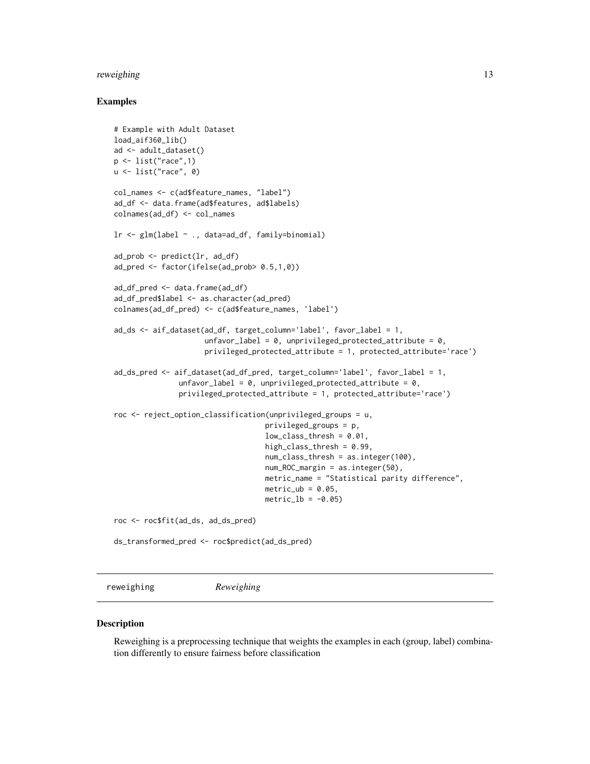## Examples

```
# Example with Adult Dataset
load_aif360_lib()
ad <- adult_dataset()
p <- list("race",1)
u <- list("race", 0)

col_names <- c(ad$feature_names, "label")
ad_df <- data.frame(ad$features, ad$labels)
colnames(ad_df) <- col_names

lr <- glm(label ~ ., data=ad_df, family=binomial)

ad_prob <- predict(lr, ad_df)
ad_pred <- factor(ifelse(ad_prob> 0.5,1,0))

ad_df_pred <- data.frame(ad_df)
ad_df_pred$label <- as.character(ad_pred)
colnames(ad_df_pred) <- c(ad$feature_names, 'label')

ad_ds <- aif_dataset(ad_df, target_column='label', favor_label = 1,
                     unfavor_label = 0, unprivileged_protected_attribute = 0,
                     privileged_protected_attribute = 1, protected_attribute='race')

ad_ds_pred <- aif_dataset(ad_df_pred, target_column='label', favor_label = 1,
               unfavor_label = 0, unprivileged_protected_attribute = 0,
               privileged_protected_attribute = 1, protected_attribute='race')

roc <- reject_option_classification(unprivileged_groups = u,
                                    privileged_groups = p,
                                    low_class_thresh = 0.01,
                                    high_class_thresh = 0.99,
                                    num_class_thresh = as.integer(100),
                                    num_ROC_margin = as.integer(50),
                                    metric_name = "Statistical parity difference",
                                    metric_ub = 0.05,
                                    metric_lb = -0.05)

roc <- roc$fit(ad_ds, ad_ds_pred)

ds_transformed_pred <- roc$predict(ad_ds_pred)
```

---

`reweighing` *Reweighing*

---

## Description

Reweighing is a preprocessing technique that weights the examples in each (group, label) combination differently to ensure fairness before classification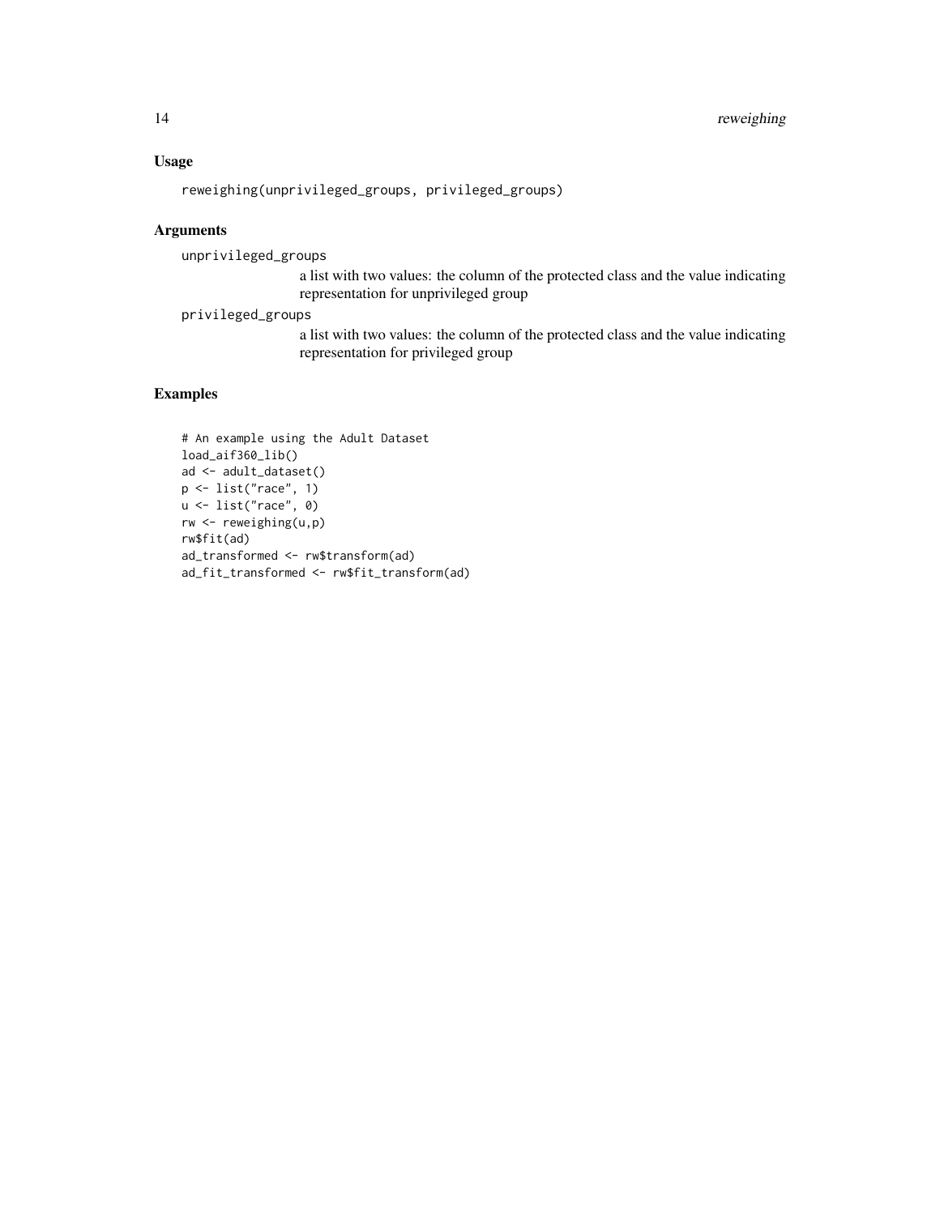### Usage

```
reweighing(unprivileged_groups, privileged_groups)
```

### Arguments

`unprivileged_groups`
: a list with two values: the column of the protected class and the value indicating representation for unprivileged group

`privileged_groups`
: a list with two values: the column of the protected class and the value indicating representation for privileged group

### Examples

```
# An example using the Adult Dataset
load_aif360_lib()
ad <- adult_dataset()
p <- list("race", 1)
u <- list("race", 0)
rw <- reweighing(u,p)
rw$fit(ad)
ad_transformed <- rw$transform(ad)
ad_fit_transformed <- rw$fit_transform(ad)
```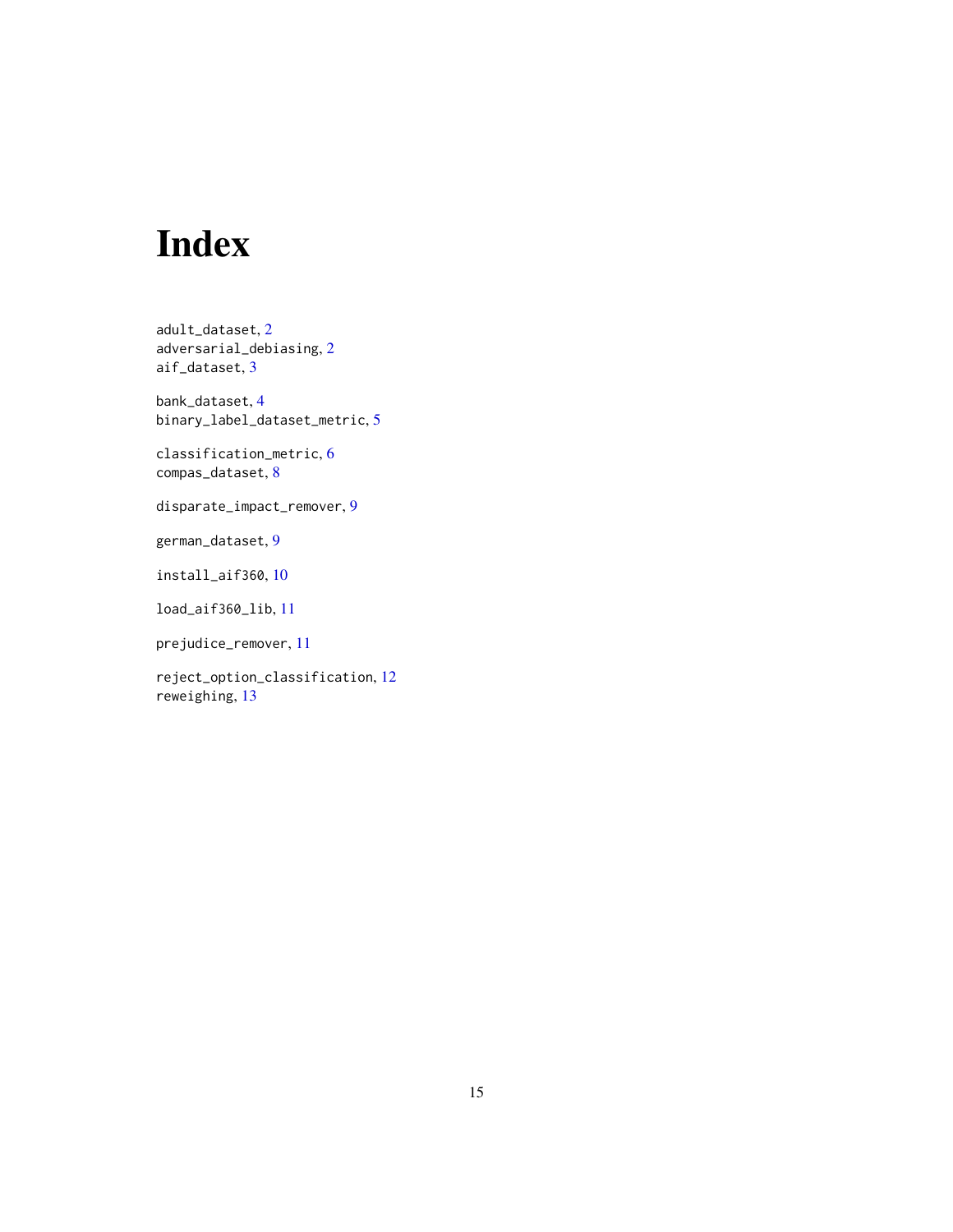# Index

adult_dataset, 2
adversarial_debiasing, 2
aif_dataset, 3

bank_dataset, 4
binary_label_dataset_metric, 5

classification_metric, 6
compas_dataset, 8

disparate_impact_remover, 9

german_dataset, 9

install_aif360, 10

load_aif360_lib, 11

prejudice_remover, 11

reject_option_classification, 12
reweighing, 13